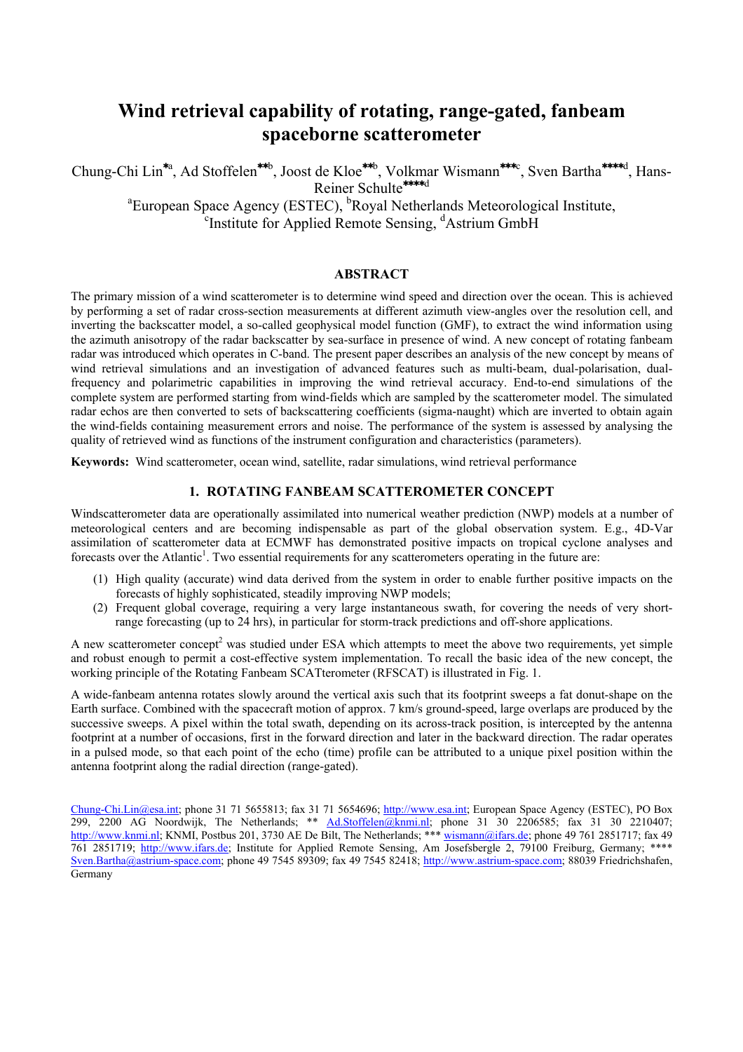# Wind retrieval capability of rotating, range-gated, fanbeam spaceborne scatterometer

Chung-Chi Lin[*a], Ad Stoffelen[**b], Joost de Kloe[**b], Volkmar Wismann[***c], Sven Bartha[****d], Hans-Reiner Schulte[****d]

[a]European Space Agency (ESTEC), [b]Royal Netherlands Meteorological Institute, [c]Institute for Applied Remote Sensing, [d]Astrium GmbH

## ABSTRACT

The primary mission of a wind scatterometer is to determine wind speed and direction over the ocean. This is achieved by performing a set of radar cross-section measurements at different azimuth view-angles over the resolution cell, and inverting the backscatter model, a so-called geophysical model function (GMF), to extract the wind information using the azimuth anisotropy of the radar backscatter by sea-surface in presence of wind. A new concept of rotating fanbeam radar was introduced which operates in C-band. The present paper describes an analysis of the new concept by means of wind retrieval simulations and an investigation of advanced features such as multi-beam, dual-polarisation, dual-frequency and polarimetric capabilities in improving the wind retrieval accuracy. End-to-end simulations of the complete system are performed starting from wind-fields which are sampled by the scatterometer model. The simulated radar echos are then converted to sets of backscattering coefficients (sigma-naught) which are inverted to obtain again the wind-fields containing measurement errors and noise. The performance of the system is assessed by analysing the quality of retrieved wind as functions of the instrument configuration and characteristics (parameters).

**Keywords:** Wind scatterometer, ocean wind, satellite, radar simulations, wind retrieval performance

## 1. ROTATING FANBEAM SCATTEROMETER CONCEPT

Windscatterometer data are operationally assimilated into numerical weather prediction (NWP) models at a number of meteorological centers and are becoming indispensable as part of the global observation system. E.g., 4D-Var assimilation of scatterometer data at ECMWF has demonstrated positive impacts on tropical cyclone analyses and forecasts over the Atlantic[1]. Two essential requirements for any scatterometers operating in the future are:

(1) High quality (accurate) wind data derived from the system in order to enable further positive impacts on the forecasts of highly sophisticated, steadily improving NWP models;
(2) Frequent global coverage, requiring a very large instantaneous swath, for covering the needs of very short-range forecasting (up to 24 hrs), in particular for storm-track predictions and off-shore applications.

A new scatterometer concept[2] was studied under ESA which attempts to meet the above two requirements, yet simple and robust enough to permit a cost-effective system implementation. To recall the basic idea of the new concept, the working principle of the Rotating Fanbeam SCATterometer (RFSCAT) is illustrated in Fig. 1.

A wide-fanbeam antenna rotates slowly around the vertical axis such that its footprint sweeps a fat donut-shape on the Earth surface. Combined with the spacecraft motion of approx. 7 km/s ground-speed, large overlaps are produced by the successive sweeps. A pixel within the total swath, depending on its across-track position, is intercepted by the antenna footprint at a number of occasions, first in the forward direction and later in the backward direction. The radar operates in a pulsed mode, so that each point of the echo (time) profile can be attributed to a unique pixel position within the antenna footprint along the radial direction (range-gated).

---

Chung-Chi.Lin@esa.int; phone 31 71 5655813; fax 31 71 5654696; http://www.esa.int; European Space Agency (ESTEC), PO Box 299, 2200 AG Noordwijk, The Netherlands; ** Ad.Stoffelen@knmi.nl; phone 31 30 2206585; fax 31 30 2210407; http://www.knmi.nl; KNMI, Postbus 201, 3730 AE De Bilt, The Netherlands; *** wismann@ifars.de; phone 49 761 2851717; fax 49 761 2851719; http://www.ifars.de; Institute for Applied Remote Sensing, Am Josefsbergle 2, 79100 Freiburg, Germany; **** Sven.Bartha@astrium-space.com; phone 49 7545 89309; fax 49 7545 82418; http://www.astrium-space.com; 88039 Friedrichshafen, Germany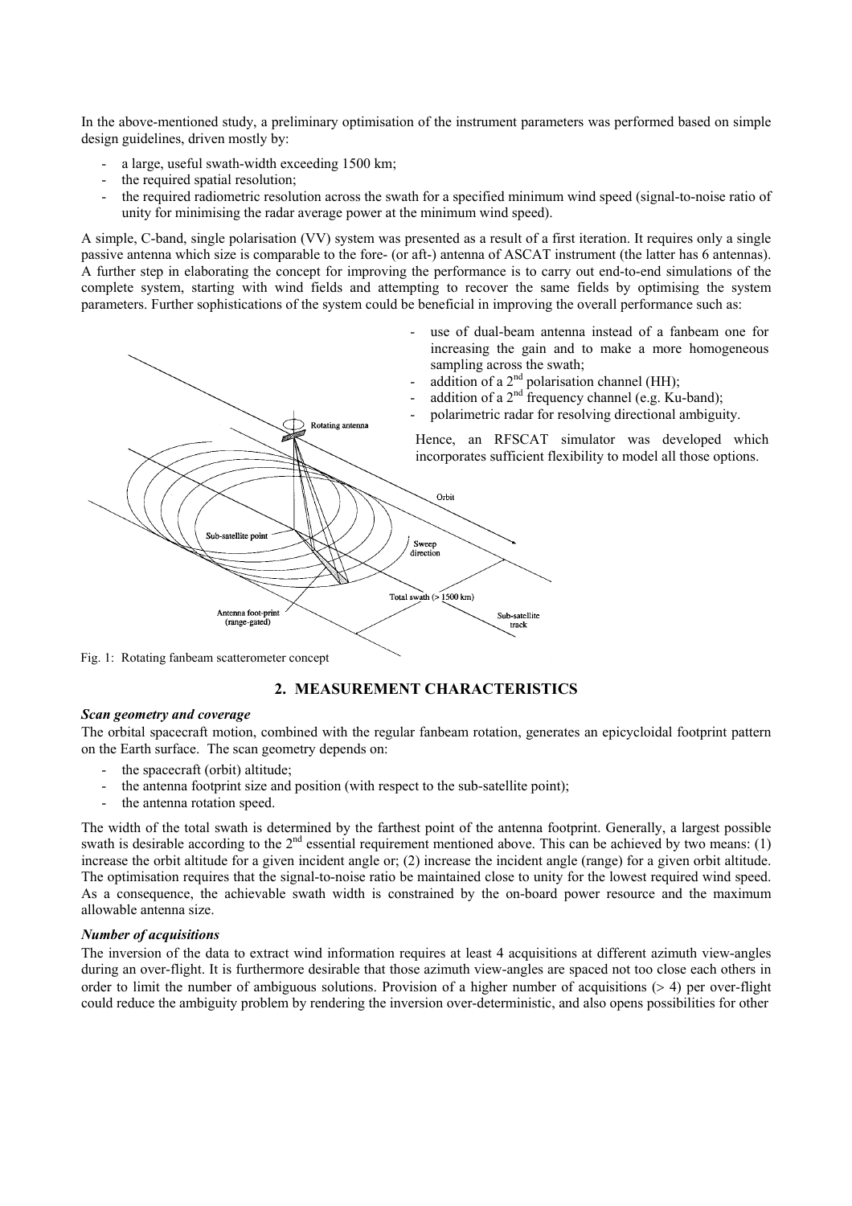In the above-mentioned study, a preliminary optimisation of the instrument parameters was performed based on simple design guidelines, driven mostly by:

- a large, useful swath-width exceeding 1500 km;
- the required spatial resolution;
- the required radiometric resolution across the swath for a specified minimum wind speed (signal-to-noise ratio of unity for minimising the radar average power at the minimum wind speed).

A simple, C-band, single polarisation (VV) system was presented as a result of a first iteration. It requires only a single passive antenna which size is comparable to the fore- (or aft-) antenna of ASCAT instrument (the latter has 6 antennas). A further step in elaborating the concept for improving the performance is to carry out end-to-end simulations of the complete system, starting with wind fields and attempting to recover the same fields by optimising the system parameters. Further sophistications of the system could be beneficial in improving the overall performance such as:

- use of dual-beam antenna instead of a fanbeam one for increasing the gain and to make a more homogeneous sampling across the swath;
- addition of a 2nd polarisation channel (HH);
- addition of a 2nd frequency channel (e.g. Ku-band);
- polarimetric radar for resolving directional ambiguity.

Hence, an RFSCAT simulator was developed which incorporates sufficient flexibility to model all those options.

Fig. 1: Rotating fanbeam scatterometer concept

## 2. MEASUREMENT CHARACTERISTICS

***Scan geometry and coverage***

The orbital spacecraft motion, combined with the regular fanbeam rotation, generates an epicycloidal footprint pattern on the Earth surface. The scan geometry depends on:

- the spacecraft (orbit) altitude;
- the antenna footprint size and position (with respect to the sub-satellite point);
- the antenna rotation speed.

The width of the total swath is determined by the farthest point of the antenna footprint. Generally, a largest possible swath is desirable according to the 2nd essential requirement mentioned above. This can be achieved by two means: (1) increase the orbit altitude for a given incident angle or; (2) increase the incident angle (range) for a given orbit altitude. The optimisation requires that the signal-to-noise ratio be maintained close to unity for the lowest required wind speed. As a consequence, the achievable swath width is constrained by the on-board power resource and the maximum allowable antenna size.

***Number of acquisitions***

The inversion of the data to extract wind information requires at least 4 acquisitions at different azimuth view-angles during an over-flight. It is furthermore desirable that those azimuth view-angles are spaced not too close each others in order to limit the number of ambiguous solutions. Provision of a higher number of acquisitions (> 4) per over-flight could reduce the ambiguity problem by rendering the inversion over-deterministic, and also opens possibilities for other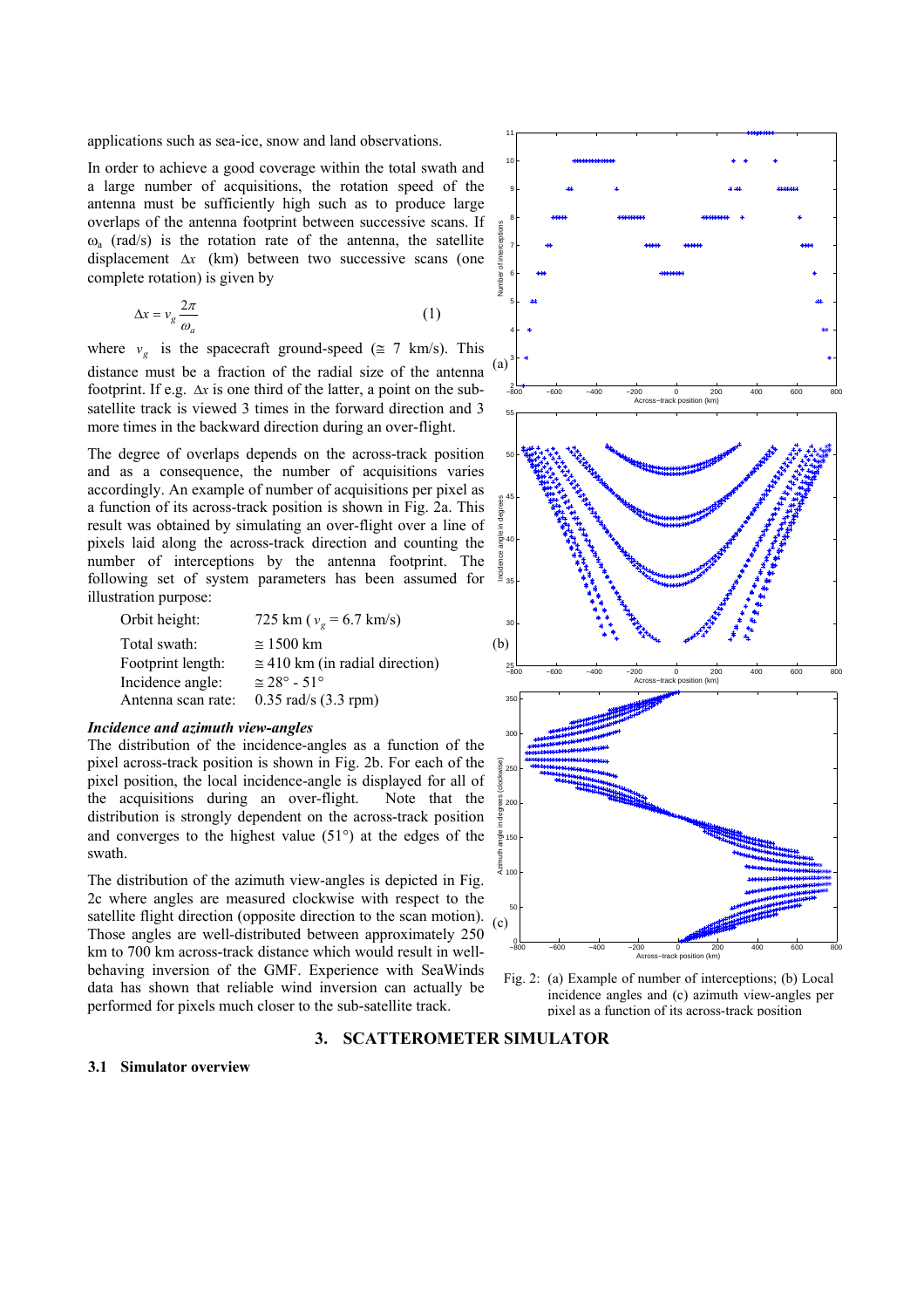applications such as sea-ice, snow and land observations.

In order to achieve a good coverage within the total swath and a large number of acquisitions, the rotation speed of the antenna must be sufficiently high such as to produce large overlaps of the antenna footprint between successive scans. If $\omega_a$ (rad/s) is the rotation rate of the antenna, the satellite displacement $\Delta x$ (km) between two successive scans (one complete rotation) is given by

$$\Delta x = v_g \frac{2\pi}{\omega_a} \qquad (1)$$

where $v_g$ is the spacecraft ground-speed (≅ 7 km/s). This distance must be a fraction of the radial size of the antenna footprint. If e.g. $\Delta x$ is one third of the latter, a point on the sub-satellite track is viewed 3 times in the forward direction and 3 more times in the backward direction during an over-flight.

The degree of overlaps depends on the across-track position and as a consequence, the number of acquisitions varies accordingly. An example of number of acquisitions per pixel as a function of its across-track position is shown in Fig. 2a. This result was obtained by simulating an over-flight over a line of pixels laid along the across-track direction and counting the number of interceptions by the antenna footprint. The following set of system parameters has been assumed for illustration purpose:

| | |
|---|---|
| Orbit height: | 725 km ( $v_g$ = 6.7 km/s) |
| Total swath: | ≅ 1500 km |
| Footprint length: | ≅ 410 km (in radial direction) |
| Incidence angle: | ≅ 28° - 51° |
| Antenna scan rate: | 0.35 rad/s (3.3 rpm) |

***Incidence and azimuth view-angles***

The distribution of the incidence-angles as a function of the pixel across-track position is shown in Fig. 2b. For each of the pixel position, the local incidence-angle is displayed for all of the acquisitions during an over-flight. Note that the distribution is strongly dependent on the across-track position and converges to the highest value (51°) at the edges of the swath.

The distribution of the azimuth view-angles is depicted in Fig. 2c where angles are measured clockwise with respect to the satellite flight direction (opposite direction to the scan motion). Those angles are well-distributed between approximately 250 km to 700 km across-track distance which would result in well-behaving inversion of the GMF. Experience with SeaWinds data has shown that reliable wind inversion can actually be performed for pixels much closer to the sub-satellite track.

Fig. 2: (a) Example of number of interceptions; (b) Local incidence angles and (c) azimuth view-angles per pixel as a function of its across-track position

## 3. SCATTEROMETER SIMULATOR

### 3.1 Simulator overview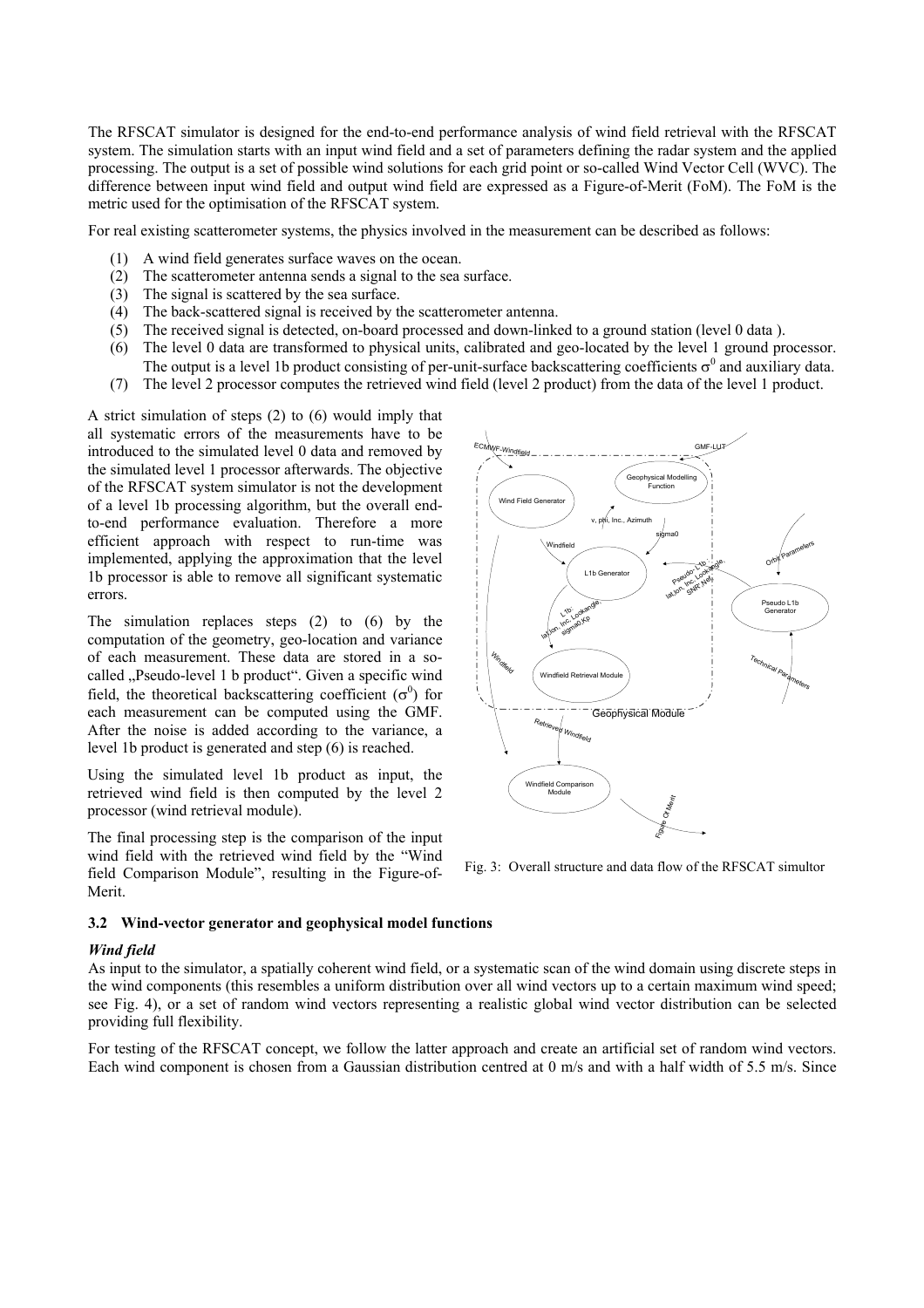The RFSCAT simulator is designed for the end-to-end performance analysis of wind field retrieval with the RFSCAT system. The simulation starts with an input wind field and a set of parameters defining the radar system and the applied processing. The output is a set of possible wind solutions for each grid point or so-called Wind Vector Cell (WVC). The difference between input wind field and output wind field are expressed as a Figure-of-Merit (FoM). The FoM is the metric used for the optimisation of the RFSCAT system.

For real existing scatterometer systems, the physics involved in the measurement can be described as follows:

(1) A wind field generates surface waves on the ocean.
(2) The scatterometer antenna sends a signal to the sea surface.
(3) The signal is scattered by the sea surface.
(4) The back-scattered signal is received by the scatterometer antenna.
(5) The received signal is detected, on-board processed and down-linked to a ground station (level 0 data ).
(6) The level 0 data are transformed to physical units, calibrated and geo-located by the level 1 ground processor. The output is a level 1b product consisting of per-unit-surface backscattering coefficients $\sigma^0$ and auxiliary data.
(7) The level 2 processor computes the retrieved wind field (level 2 product) from the data of the level 1 product.

A strict simulation of steps (2) to (6) would imply that all systematic errors of the measurements have to be introduced to the simulated level 0 data and removed by the simulated level 1 processor afterwards. The objective of the RFSCAT system simulator is not the development of a level 1b processing algorithm, but the overall end-to-end performance evaluation. Therefore a more efficient approach with respect to run-time was implemented, applying the approximation that the level 1b processor is able to remove all significant systematic errors.

The simulation replaces steps (2) to (6) by the computation of the geometry, geo-location and variance of each measurement. These data are stored in a so-called „Pseudo-level 1 b product". Given a specific wind field, the theoretical backscattering coefficient ($\sigma^0$) for each measurement can be computed using the GMF. After the noise is added according to the variance, a level 1b product is generated and step (6) is reached.

Using the simulated level 1b product as input, the retrieved wind field is then computed by the level 2 processor (wind retrieval module).

The final processing step is the comparison of the input wind field with the retrieved wind field by the "Wind field Comparison Module", resulting in the Figure-of-Merit.

Fig. 3: Overall structure and data flow of the RFSCAT simultor

### 3.2 Wind-vector generator and geophysical model functions

***Wind field***

As input to the simulator, a spatially coherent wind field, or a systematic scan of the wind domain using discrete steps in the wind components (this resembles a uniform distribution over all wind vectors up to a certain maximum wind speed; see Fig. 4), or a set of random wind vectors representing a realistic global wind vector distribution can be selected providing full flexibility.

For testing of the RFSCAT concept, we follow the latter approach and create an artificial set of random wind vectors. Each wind component is chosen from a Gaussian distribution centred at 0 m/s and with a half width of 5.5 m/s. Since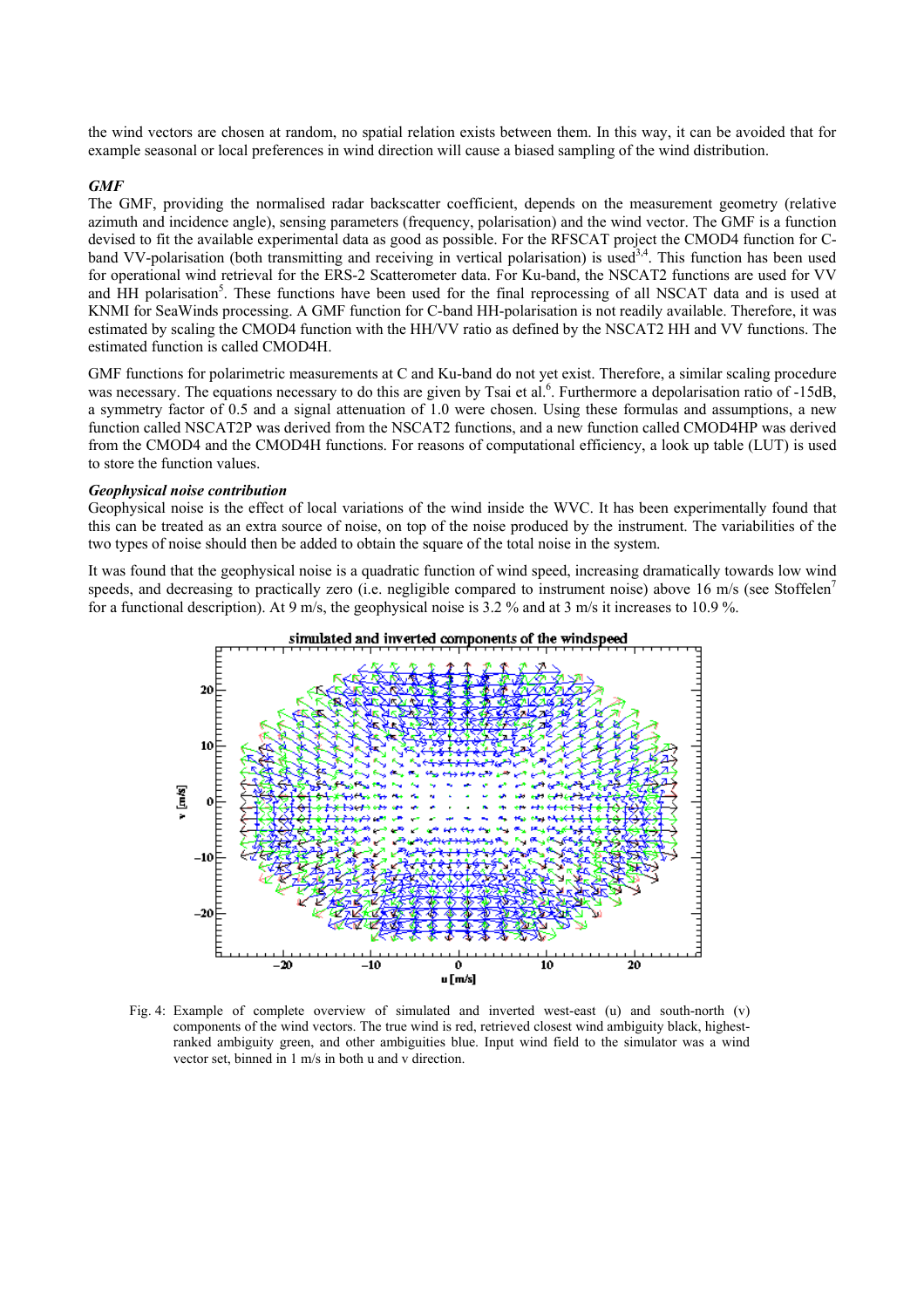the wind vectors are chosen at random, no spatial relation exists between them. In this way, it can be avoided that for example seasonal or local preferences in wind direction will cause a biased sampling of the wind distribution.

***GMF***

The GMF, providing the normalised radar backscatter coefficient, depends on the measurement geometry (relative azimuth and incidence angle), sensing parameters (frequency, polarisation) and the wind vector. The GMF is a function devised to fit the available experimental data as good as possible. For the RFSCAT project the CMOD4 function for C-band VV-polarisation (both transmitting and receiving in vertical polarisation) is used[3,4]. This function has been used for operational wind retrieval for the ERS-2 Scatterometer data. For Ku-band, the NSCAT2 functions are used for VV and HH polarisation[5]. These functions have been used for the final reprocessing of all NSCAT data and is used at KNMI for SeaWinds processing. A GMF function for C-band HH-polarisation is not readily available. Therefore, it was estimated by scaling the CMOD4 function with the HH/VV ratio as defined by the NSCAT2 HH and VV functions. The estimated function is called CMOD4H.

GMF functions for polarimetric measurements at C and Ku-band do not yet exist. Therefore, a similar scaling procedure was necessary. The equations necessary to do this are given by Tsai et al.[6]. Furthermore a depolarisation ratio of -15dB, a symmetry factor of 0.5 and a signal attenuation of 1.0 were chosen. Using these formulas and assumptions, a new function called NSCAT2P was derived from the NSCAT2 functions, and a new function called CMOD4HP was derived from the CMOD4 and the CMOD4H functions. For reasons of computational efficiency, a look up table (LUT) is used to store the function values.

***Geophysical noise contribution***

Geophysical noise is the effect of local variations of the wind inside the WVC. It has been experimentally found that this can be treated as an extra source of noise, on top of the noise produced by the instrument. The variabilities of the two types of noise should then be added to obtain the square of the total noise in the system.

It was found that the geophysical noise is a quadratic function of wind speed, increasing dramatically towards low wind speeds, and decreasing to practically zero (i.e. negligible compared to instrument noise) above 16 m/s (see Stoffelen[7] for a functional description). At 9 m/s, the geophysical noise is 3.2 % and at 3 m/s it increases to 10.9 %.

Fig. 4: Example of complete overview of simulated and inverted west-east (u) and south-north (v) components of the wind vectors. The true wind is red, retrieved closest wind ambiguity black, highest-ranked ambiguity green, and other ambiguities blue. Input wind field to the simulator was a wind vector set, binned in 1 m/s in both u and v direction.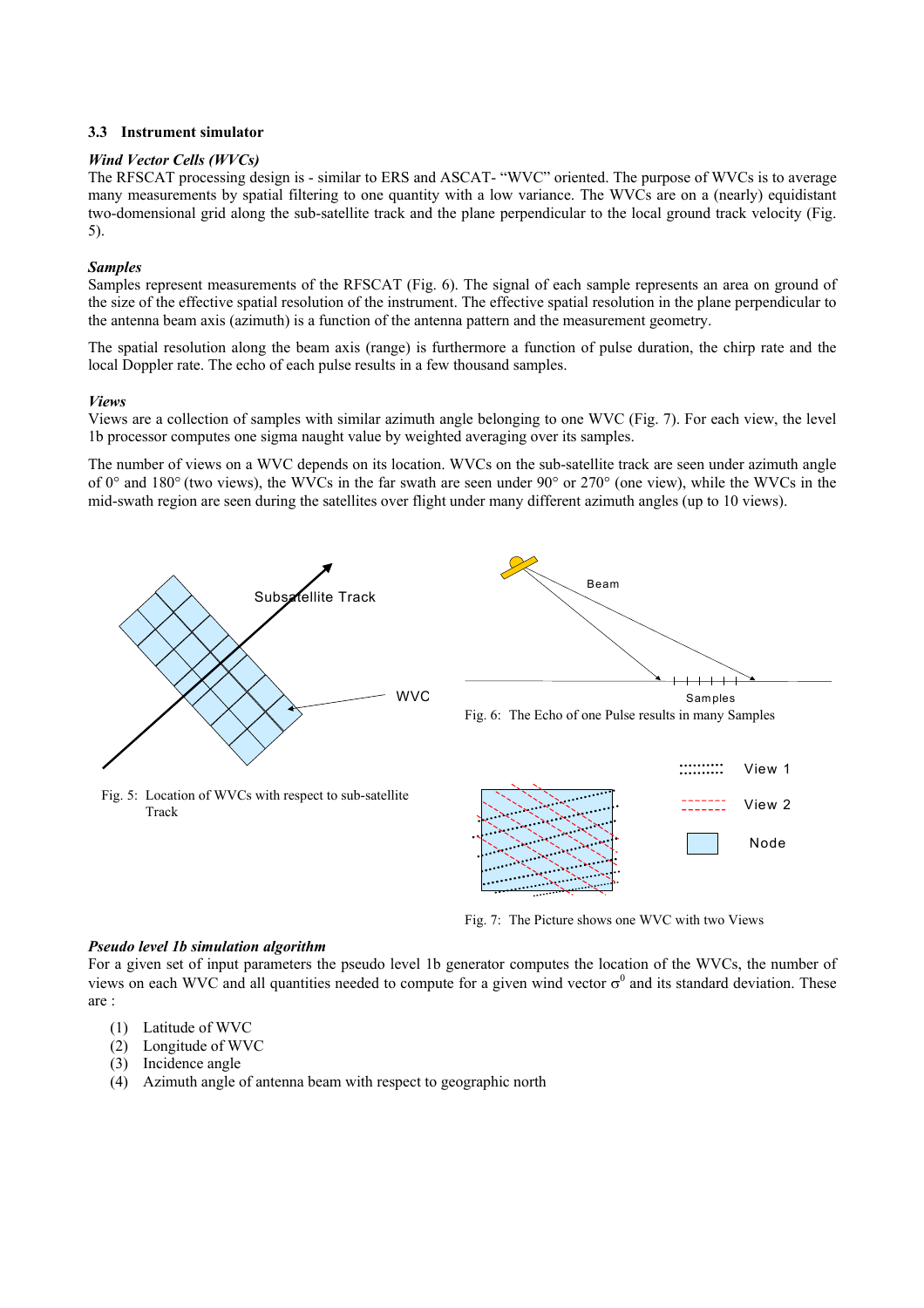### 3.3 Instrument simulator

***Wind Vector Cells (WVCs)***

The RFSCAT processing design is - similar to ERS and ASCAT- "WVC" oriented. The purpose of WVCs is to average many measurements by spatial filtering to one quantity with a low variance. The WVCs are on a (nearly) equidistant two-domensional grid along the sub-satellite track and the plane perpendicular to the local ground track velocity (Fig. 5).

***Samples***

Samples represent measurements of the RFSCAT (Fig. 6). The signal of each sample represents an area on ground of the size of the effective spatial resolution of the instrument. The effective spatial resolution in the plane perpendicular to the antenna beam axis (azimuth) is a function of the antenna pattern and the measurement geometry.

The spatial resolution along the beam axis (range) is furthermore a function of pulse duration, the chirp rate and the local Doppler rate. The echo of each pulse results in a few thousand samples.

***Views***

Views are a collection of samples with similar azimuth angle belonging to one WVC (Fig. 7). For each view, the level 1b processor computes one sigma naught value by weighted averaging over its samples.

The number of views on a WVC depends on its location. WVCs on the sub-satellite track are seen under azimuth angle of 0° and 180° (two views), the WVCs in the far swath are seen under 90° or 270° (one view), while the WVCs in the mid-swath region are seen during the satellites over flight under many different azimuth angles (up to 10 views).

Fig. 5: Location of WVCs with respect to sub-satellite Track

Fig. 6: The Echo of one Pulse results in many Samples

Fig. 7: The Picture shows one WVC with two Views

***Pseudo level 1b simulation algorithm***

For a given set of input parameters the pseudo level 1b generator computes the location of the WVCs, the number of views on each WVC and all quantities needed to compute for a given wind vector $\sigma^0$ and its standard deviation. These are :

(1) Latitude of WVC
(2) Longitude of WVC
(3) Incidence angle
(4) Azimuth angle of antenna beam with respect to geographic north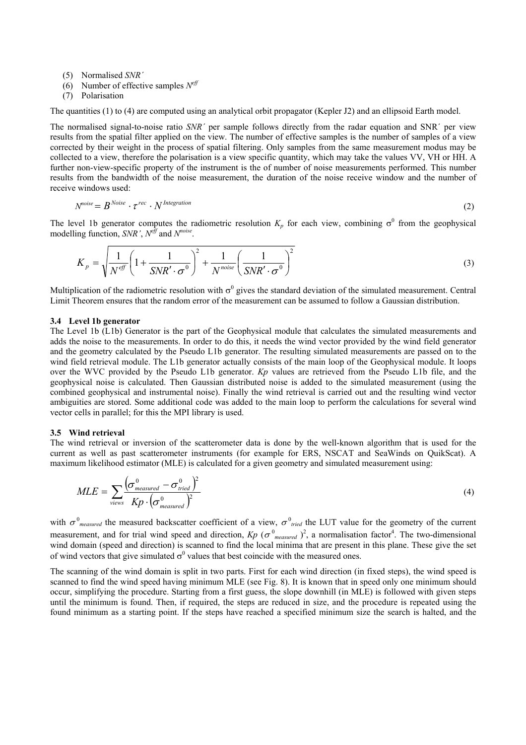(5) Normalised *SNR´*
(6) Number of effective samples $N^{eff}$
(7) Polarisation

The quantities (1) to (4) are computed using an analytical orbit propagator (Kepler J2) and an ellipsoid Earth model.

The normalised signal-to-noise ratio *SNR´* per sample follows directly from the radar equation and SNR´ per view results from the spatial filter applied on the view. The number of effective samples is the number of samples of a view corrected by their weight in the process of spatial filtering. Only samples from the same measurement modus may be collected to a view, therefore the polarisation is a view specific quantity, which may take the values VV, VH or HH. A further non-view-specific property of the instrument is the of number of noise measurements performed. This number results from the bandwidth of the noise measurement, the duration of the noise receive window and the number of receive windows used:

$$N^{noise} = B^{Noise} \cdot \tau^{rec} \cdot N^{Integration} \tag{2}$$

The level 1b generator computes the radiometric resolution $K_p$ for each view, combining $\sigma^0$ from the geophysical modelling function, *SNR'*, $N^{eff}$ and $N^{noise}$.

$$K_p = \sqrt{\frac{1}{N^{eff}}\left(1 + \frac{1}{SNR' \cdot \sigma^0}\right)^2 + \frac{1}{N^{noise}}\left(\frac{1}{SNR' \cdot \sigma^0}\right)^2} \tag{3}$$

Multiplication of the radiometric resolution with $\sigma^0$ gives the standard deviation of the simulated measurement. Central Limit Theorem ensures that the random error of the measurement can be assumed to follow a Gaussian distribution.

### 3.4 Level 1b generator

The Level 1b (L1b) Generator is the part of the Geophysical module that calculates the simulated measurements and adds the noise to the measurements. In order to do this, it needs the wind vector provided by the wind field generator and the geometry calculated by the Pseudo L1b generator. The resulting simulated measurements are passed on to the wind field retrieval module. The L1b generator actually consists of the main loop of the Geophysical module. It loops over the WVC provided by the Pseudo L1b generator. *Kp* values are retrieved from the Pseudo L1b file, and the geophysical noise is calculated. Then Gaussian distributed noise is added to the simulated measurement (using the combined geophysical and instrumental noise). Finally the wind retrieval is carried out and the resulting wind vector ambiguities are stored. Some additional code was added to the main loop to perform the calculations for several wind vector cells in parallel; for this the MPI library is used.

### 3.5 Wind retrieval

The wind retrieval or inversion of the scatterometer data is done by the well-known algorithm that is used for the current as well as past scatterometer instruments (for example for ERS, NSCAT and SeaWinds on QuikScat). A maximum likelihood estimator (MLE) is calculated for a given geometry and simulated measurement using:

$$MLE = \sum_{views} \frac{\left(\sigma^0_{measured} - \sigma^0_{tried}\right)^2}{Kp \cdot \left(\sigma^0_{measured}\right)^2} \tag{4}$$

with $\sigma^0_{measured}$ the measured backscatter coefficient of a view, $\sigma^0_{tried}$ the LUT value for the geometry of the current measurement, and for trial wind speed and direction, $Kp\ (\sigma^0_{measured})^2$, a normalisation factor[4]. The two-dimensional wind domain (speed and direction) is scanned to find the local minima that are present in this plane. These give the set of wind vectors that give simulated $\sigma^0$ values that best coincide with the measured ones.

The scanning of the wind domain is split in two parts. First for each wind direction (in fixed steps), the wind speed is scanned to find the wind speed having minimum MLE (see Fig. 8). It is known that in speed only one minimum should occur, simplifying the procedure. Starting from a first guess, the slope downhill (in MLE) is followed with given steps until the minimum is found. Then, if required, the steps are reduced in size, and the procedure is repeated using the found minimum as a starting point. If the steps have reached a specified minimum size the search is halted, and the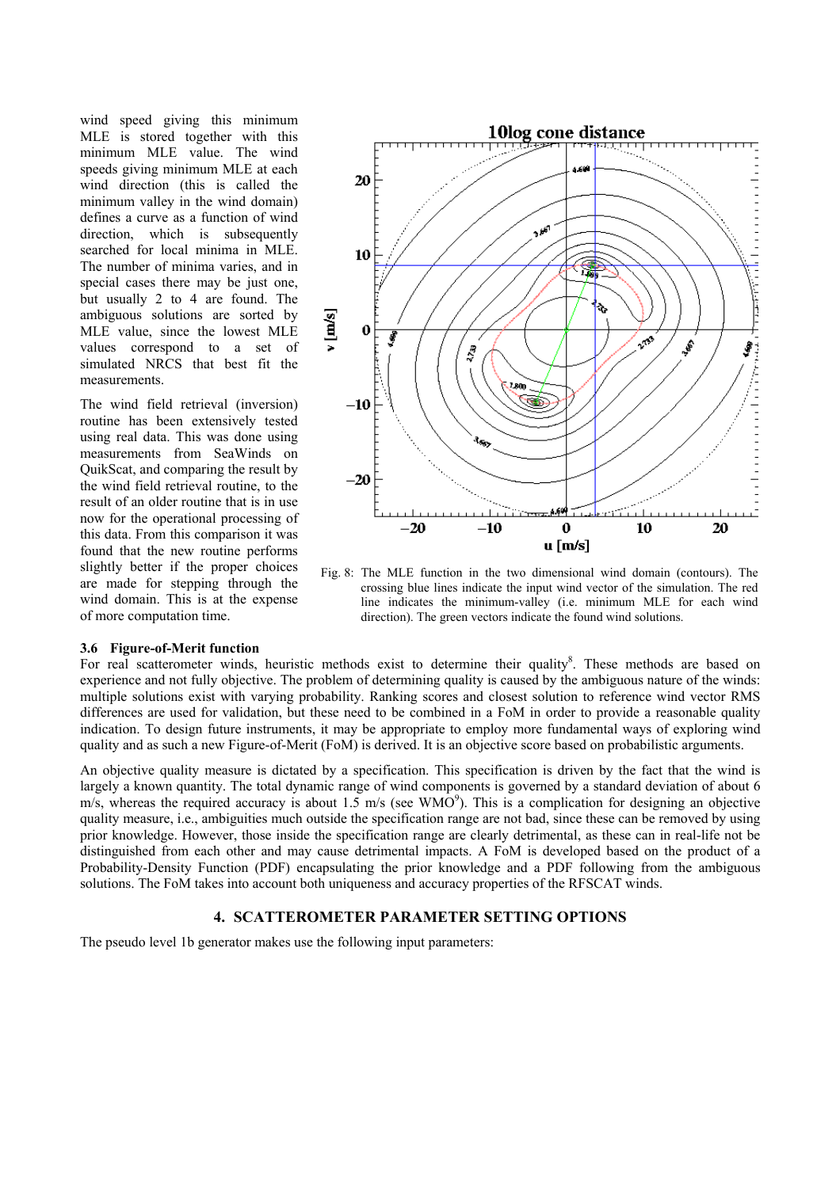wind speed giving this minimum MLE is stored together with this minimum MLE value. The wind speeds giving minimum MLE at each wind direction (this is called the minimum valley in the wind domain) defines a curve as a function of wind direction, which is subsequently searched for local minima in MLE. The number of minima varies, and in special cases there may be just one, but usually 2 to 4 are found. The ambiguous solutions are sorted by MLE value, since the lowest MLE values correspond to a set of simulated NRCS that best fit the measurements.

The wind field retrieval (inversion) routine has been extensively tested using real data. This was done using measurements from SeaWinds on QuikScat, and comparing the result by the wind field retrieval routine, to the result of an older routine that is in use now for the operational processing of this data. From this comparison it was found that the new routine performs slightly better if the proper choices are made for stepping through the wind domain. This is at the expense of more computation time.

Fig. 8: The MLE function in the two dimensional wind domain (contours). The crossing blue lines indicate the input wind vector of the simulation. The red line indicates the minimum-valley (i.e. minimum MLE for each wind direction). The green vectors indicate the found wind solutions.

### 3.6 Figure-of-Merit function

For real scatterometer winds, heuristic methods exist to determine their quality[8]. These methods are based on experience and not fully objective. The problem of determining quality is caused by the ambiguous nature of the winds: multiple solutions exist with varying probability. Ranking scores and closest solution to reference wind vector RMS differences are used for validation, but these need to be combined in a FoM in order to provide a reasonable quality indication. To design future instruments, it may be appropriate to employ more fundamental ways of exploring wind quality and as such a new Figure-of-Merit (FoM) is derived. It is an objective score based on probabilistic arguments.

An objective quality measure is dictated by a specification. This specification is driven by the fact that the wind is largely a known quantity. The total dynamic range of wind components is governed by a standard deviation of about 6 m/s, whereas the required accuracy is about 1.5 m/s (see WMO[9]). This is a complication for designing an objective quality measure, i.e., ambiguities much outside the specification range are not bad, since these can be removed by using prior knowledge. However, those inside the specification range are clearly detrimental, as these can in real-life not be distinguished from each other and may cause detrimental impacts. A FoM is developed based on the product of a Probability-Density Function (PDF) encapsulating the prior knowledge and a PDF following from the ambiguous solutions. The FoM takes into account both uniqueness and accuracy properties of the RFSCAT winds.

## 4. SCATTEROMETER PARAMETER SETTING OPTIONS

The pseudo level 1b generator makes use the following input parameters: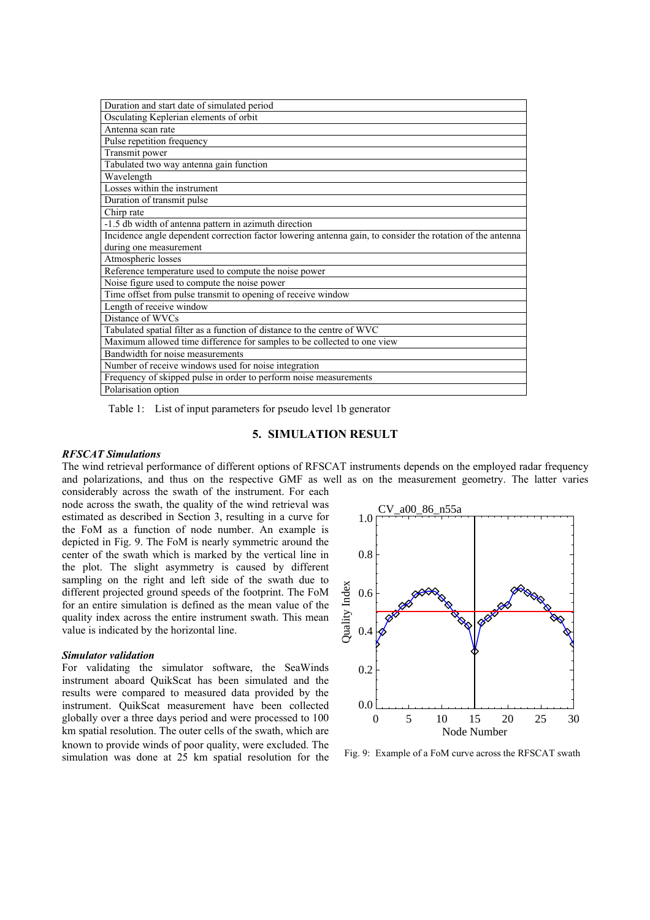| Duration and start date of simulated period |
| --- |
| Osculating Keplerian elements of orbit |
| Antenna scan rate |
| Pulse repetition frequency |
| Transmit power |
| Tabulated two way antenna gain function |
| Wavelength |
| Losses within the instrument |
| Duration of transmit pulse |
| Chirp rate |
| -1.5 db width of antenna pattern in azimuth direction |
| Incidence angle dependent correction factor lowering antenna gain, to consider the rotation of the antenna during one measurement |
| Atmospheric losses |
| Reference temperature used to compute the noise power |
| Noise figure used to compute the noise power |
| Time offset from pulse transmit to opening of receive window |
| Length of receive window |
| Distance of WVCs |
| Tabulated spatial filter as a function of distance to the centre of WVC |
| Maximum allowed time difference for samples to be collected to one view |
| Bandwidth for noise measurements |
| Number of receive windows used for noise integration |
| Frequency of skipped pulse in order to perform noise measurements |
| Polarisation option |

Table 1: List of input parameters for pseudo level 1b generator

## 5. SIMULATION RESULT

***RFSCAT Simulations***

The wind retrieval performance of different options of RFSCAT instruments depends on the employed radar frequency and polarizations, and thus on the respective GMF as well as on the measurement geometry. The latter varies considerably across the swath of the instrument. For each node across the swath, the quality of the wind retrieval was estimated as described in Section 3, resulting in a curve for the FoM as a function of node number. An example is depicted in Fig. 9. The FoM is nearly symmetric around the center of the swath which is marked by the vertical line in the plot. The slight asymmetry is caused by different sampling on the right and left side of the swath due to different projected ground speeds of the footprint. The FoM for an entire simulation is defined as the mean value of the quality index across the entire instrument swath. This mean value is indicated by the horizontal line.

Fig. 9: Example of a FoM curve across the RFSCAT swath

***Simulator validation***

For validating the simulator software, the SeaWinds instrument aboard QuikScat has been simulated and the results were compared to measured data provided by the instrument. QuikScat measurement have been collected globally over a three days period and were processed to 100 km spatial resolution. The outer cells of the swath, which are known to provide winds of poor quality, were excluded. The simulation was done at 25 km spatial resolution for the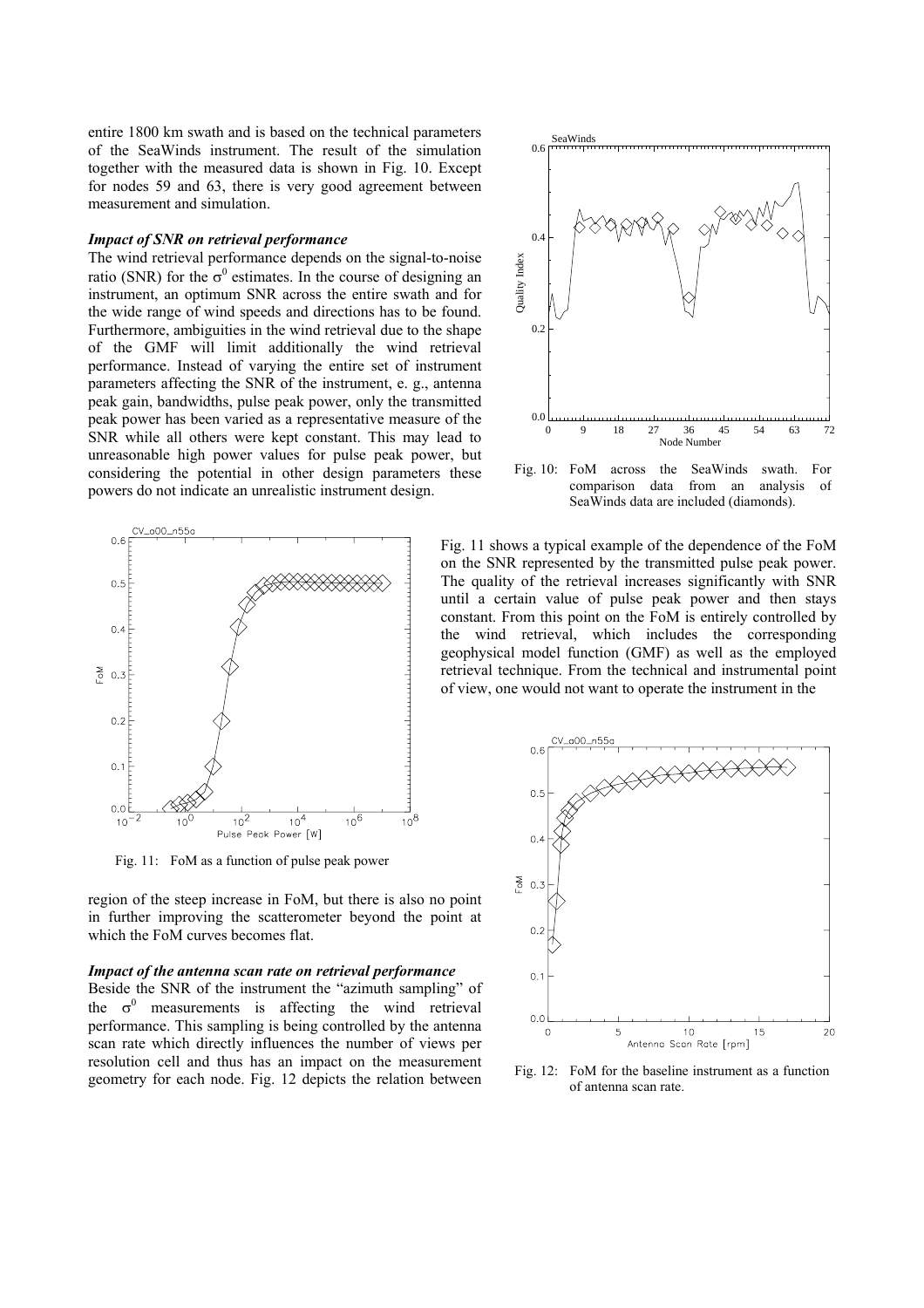entire 1800 km swath and is based on the technical parameters of the SeaWinds instrument. The result of the simulation together with the measured data is shown in Fig. 10. Except for nodes 59 and 63, there is very good agreement between measurement and simulation.

Fig. 10: FoM across the SeaWinds swath. For comparison data from an analysis of SeaWinds data are included (diamonds).

### *Impact of SNR on retrieval performance*

The wind retrieval performance depends on the signal-to-noise ratio (SNR) for the $\sigma^0$ estimates. In the course of designing an instrument, an optimum SNR across the entire swath and for the wide range of wind speeds and directions has to be found. Furthermore, ambiguities in the wind retrieval due to the shape of the GMF will limit additionally the wind retrieval performance. Instead of varying the entire set of instrument parameters affecting the SNR of the instrument, e. g., antenna peak gain, bandwidths, pulse peak power, only the transmitted peak power has been varied as a representative measure of the SNR while all others were kept constant. This may lead to unreasonable high power values for pulse peak power, but considering the potential in other design parameters these powers do not indicate an unrealistic instrument design.

Fig. 11 shows a typical example of the dependence of the FoM on the SNR represented by the transmitted pulse peak power. The quality of the retrieval increases significantly with SNR until a certain value of pulse peak power and then stays constant. From this point on the FoM is entirely controlled by the wind retrieval, which includes the corresponding geophysical model function (GMF) as well as the employed retrieval technique. From the technical and instrumental point of view, one would not want to operate the instrument in the region of the steep increase in FoM, but there is also no point in further improving the scatterometer beyond the point at which the FoM curves becomes flat.

Fig. 11: FoM as a function of pulse peak power

### *Impact of the antenna scan rate on retrieval performance*

Beside the SNR of the instrument the "azimuth sampling" of the $\sigma^0$ measurements is affecting the wind retrieval performance. This sampling is being controlled by the antenna scan rate which directly influences the number of views per resolution cell and thus has an impact on the measurement geometry for each node. Fig. 12 depicts the relation between

Fig. 12: FoM for the baseline instrument as a function of antenna scan rate.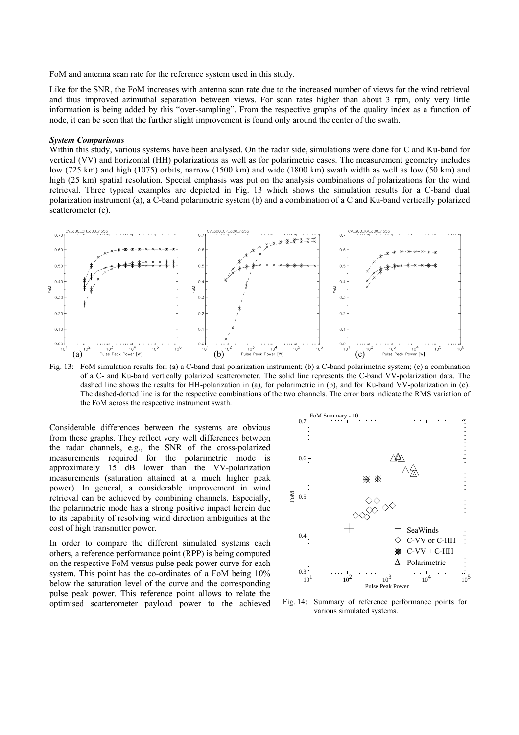FoM and antenna scan rate for the reference system used in this study.

Like for the SNR, the FoM increases with antenna scan rate due to the increased number of views for the wind retrieval and thus improved azimuthal separation between views. For scan rates higher than about 3 rpm, only very little information is being added by this "over-sampling". From the respective graphs of the quality index as a function of node, it can be seen that the further slight improvement is found only around the center of the swath.

***System Comparisons***

Within this study, various systems have been analysed. On the radar side, simulations were done for C and Ku-band for vertical (VV) and horizontal (HH) polarizations as well as for polarimetric cases. The measurement geometry includes low (725 km) and high (1075) orbits, narrow (1500 km) and wide (1800 km) swath width as well as low (50 km) and high (25 km) spatial resolution. Special emphasis was put on the analysis combinations of polarizations for the wind retrieval. Three typical examples are depicted in Fig. 13 which shows the simulation results for a C-band dual polarization instrument (a), a C-band polarimetric system (b) and a combination of a C and Ku-band vertically polarized scatterometer (c).

Fig. 13: FoM simulation results for: (a) a C-band dual polarization instrument; (b) a C-band polarimetric system; (c) a combination of a C- and Ku-band vertically polarized scatterometer. The solid line represents the C-band VV-polarization data. The dashed line shows the results for HH-polarization in (a), for polarimetric in (b), and for Ku-band VV-polarization in (c). The dashed-dotted line is for the respective combinations of the two channels. The error bars indicate the RMS variation of the FoM across the respective instrument swath.

Considerable differences between the systems are obvious from these graphs. They reflect very well differences between the radar channels, e.g., the SNR of the cross-polarized measurements required for the polarimetric mode is approximately 15 dB lower than the VV-polarization measurements (saturation attained at a much higher peak power). In general, a considerable improvement in wind retrieval can be achieved by combining channels. Especially, the polarimetric mode has a strong positive impact herein due to its capability of resolving wind direction ambiguities at the cost of high transmitter power.

In order to compare the different simulated systems each others, a reference performance point (RPP) is being computed on the respective FoM versus pulse peak power curve for each system. This point has the co-ordinates of a FoM being 10% below the saturation level of the curve and the corresponding pulse peak power. This reference point allows to relate the optimised scatterometer payload power to the achieved

Fig. 14: Summary of reference performance points for various simulated systems.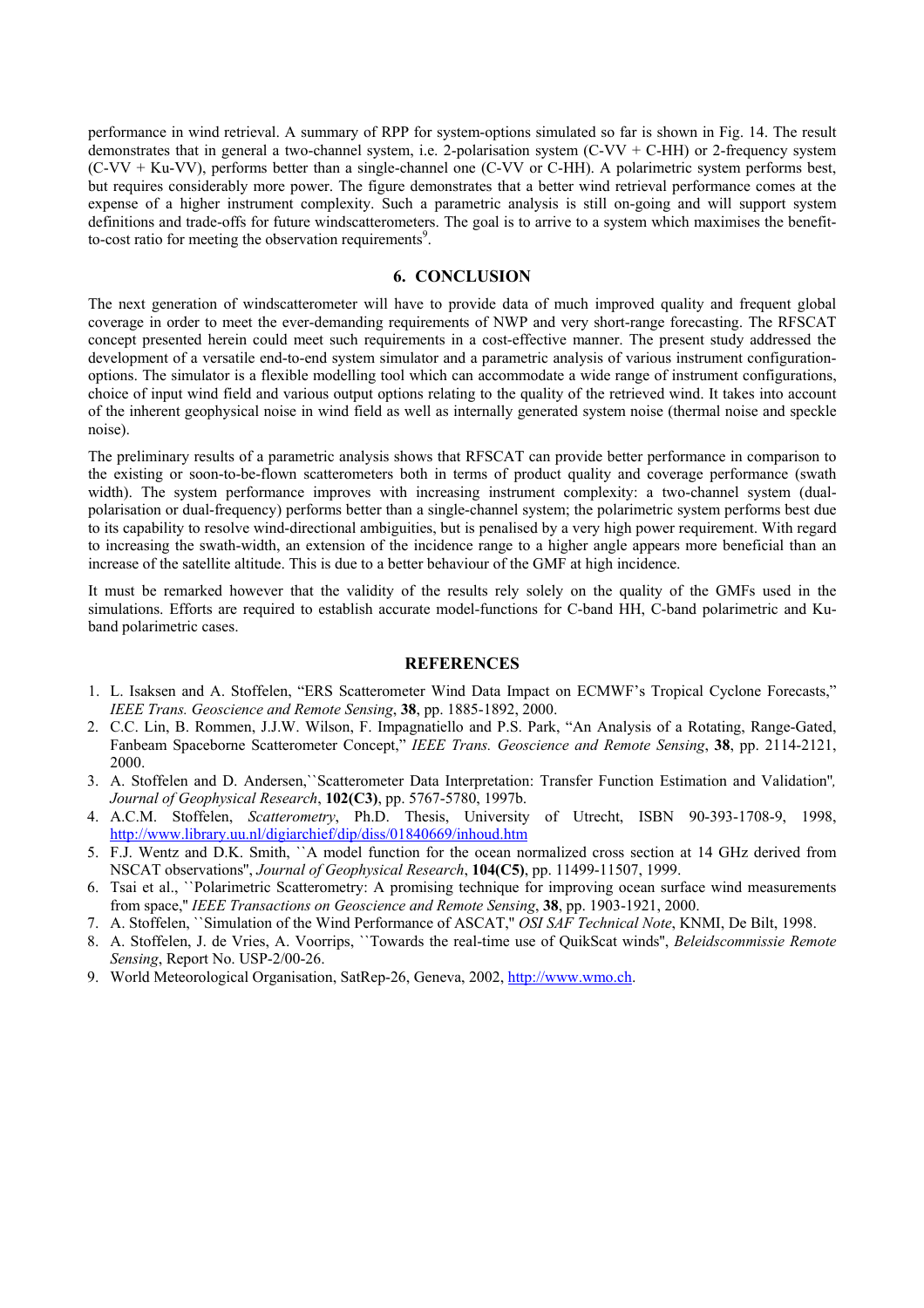performance in wind retrieval. A summary of RPP for system-options simulated so far is shown in Fig. 14. The result demonstrates that in general a two-channel system, i.e. 2-polarisation system (C-VV + C-HH) or 2-frequency system (C-VV + Ku-VV), performs better than a single-channel one (C-VV or C-HH). A polarimetric system performs best, but requires considerably more power. The figure demonstrates that a better wind retrieval performance comes at the expense of a higher instrument complexity. Such a parametric analysis is still on-going and will support system definitions and trade-offs for future windscatterometers. The goal is to arrive to a system which maximises the benefit-to-cost ratio for meeting the observation requirements[9].

## 6. CONCLUSION

The next generation of windscatterometer will have to provide data of much improved quality and frequent global coverage in order to meet the ever-demanding requirements of NWP and very short-range forecasting. The RFSCAT concept presented herein could meet such requirements in a cost-effective manner. The present study addressed the development of a versatile end-to-end system simulator and a parametric analysis of various instrument configuration-options. The simulator is a flexible modelling tool which can accommodate a wide range of instrument configurations, choice of input wind field and various output options relating to the quality of the retrieved wind. It takes into account of the inherent geophysical noise in wind field as well as internally generated system noise (thermal noise and speckle noise).

The preliminary results of a parametric analysis shows that RFSCAT can provide better performance in comparison to the existing or soon-to-be-flown scatterometers both in terms of product quality and coverage performance (swath width). The system performance improves with increasing instrument complexity: a two-channel system (dual-polarisation or dual-frequency) performs better than a single-channel system; the polarimetric system performs best due to its capability to resolve wind-directional ambiguities, but is penalised by a very high power requirement. With regard to increasing the swath-width, an extension of the incidence range to a higher angle appears more beneficial than an increase of the satellite altitude. This is due to a better behaviour of the GMF at high incidence.

It must be remarked however that the validity of the results rely solely on the quality of the GMFs used in the simulations. Efforts are required to establish accurate model-functions for C-band HH, C-band polarimetric and Ku-band polarimetric cases.

## REFERENCES

1. L. Isaksen and A. Stoffelen, "ERS Scatterometer Wind Data Impact on ECMWF's Tropical Cyclone Forecasts," *IEEE Trans. Geoscience and Remote Sensing*, **38**, pp. 1885-1892, 2000.
2. C.C. Lin, B. Rommen, J.J.W. Wilson, F. Impagnatiello and P.S. Park, "An Analysis of a Rotating, Range-Gated, Fanbeam Spaceborne Scatterometer Concept," *IEEE Trans. Geoscience and Remote Sensing*, **38**, pp. 2114-2121, 2000.
3. A. Stoffelen and D. Andersen,``Scatterometer Data Interpretation: Transfer Function Estimation and Validation'', *Journal of Geophysical Research*, **102(C3)**, pp. 5767-5780, 1997b.
4. A.C.M. Stoffelen, *Scatterometry*, Ph.D. Thesis, University of Utrecht, ISBN 90-393-1708-9, 1998, http://www.library.uu.nl/digiarchief/dip/diss/01840669/inhoud.htm
5. F.J. Wentz and D.K. Smith, ``A model function for the ocean normalized cross section at 14 GHz derived from NSCAT observations'', *Journal of Geophysical Research*, **104(C5)**, pp. 11499-11507, 1999.
6. Tsai et al., ``Polarimetric Scatterometry: A promising technique for improving ocean surface wind measurements from space,'' *IEEE Transactions on Geoscience and Remote Sensing*, **38**, pp. 1903-1921, 2000.
7. A. Stoffelen, ``Simulation of the Wind Performance of ASCAT,'' *OSI SAF Technical Note*, KNMI, De Bilt, 1998.
8. A. Stoffelen, J. de Vries, A. Voorrips, ``Towards the real-time use of QuikScat winds'', *Beleidscommissie Remote Sensing*, Report No. USP-2/00-26.
9. World Meteorological Organisation, SatRep-26, Geneva, 2002, http://www.wmo.ch.